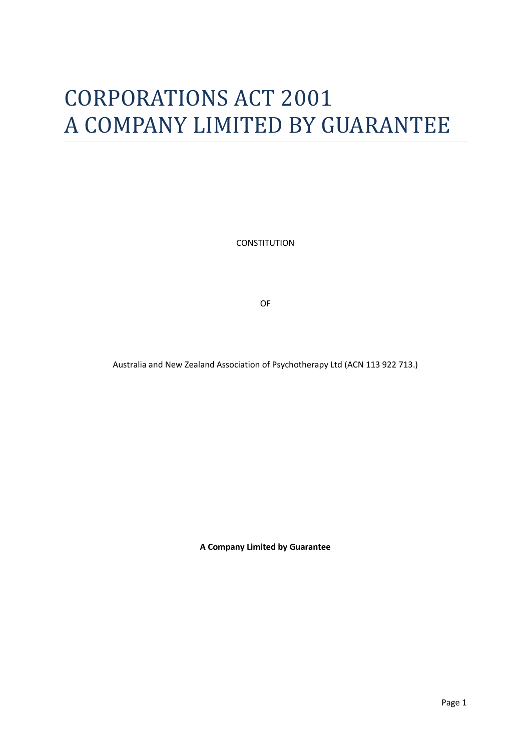# CORPORATIONS ACT 2001
# A COMPANY LIMITED BY GUARANTEE

CONSTITUTION

OF

Australia and New Zealand Association of Psychotherapy Ltd (ACN 113 922 713.)

**A Company Limited by Guarantee**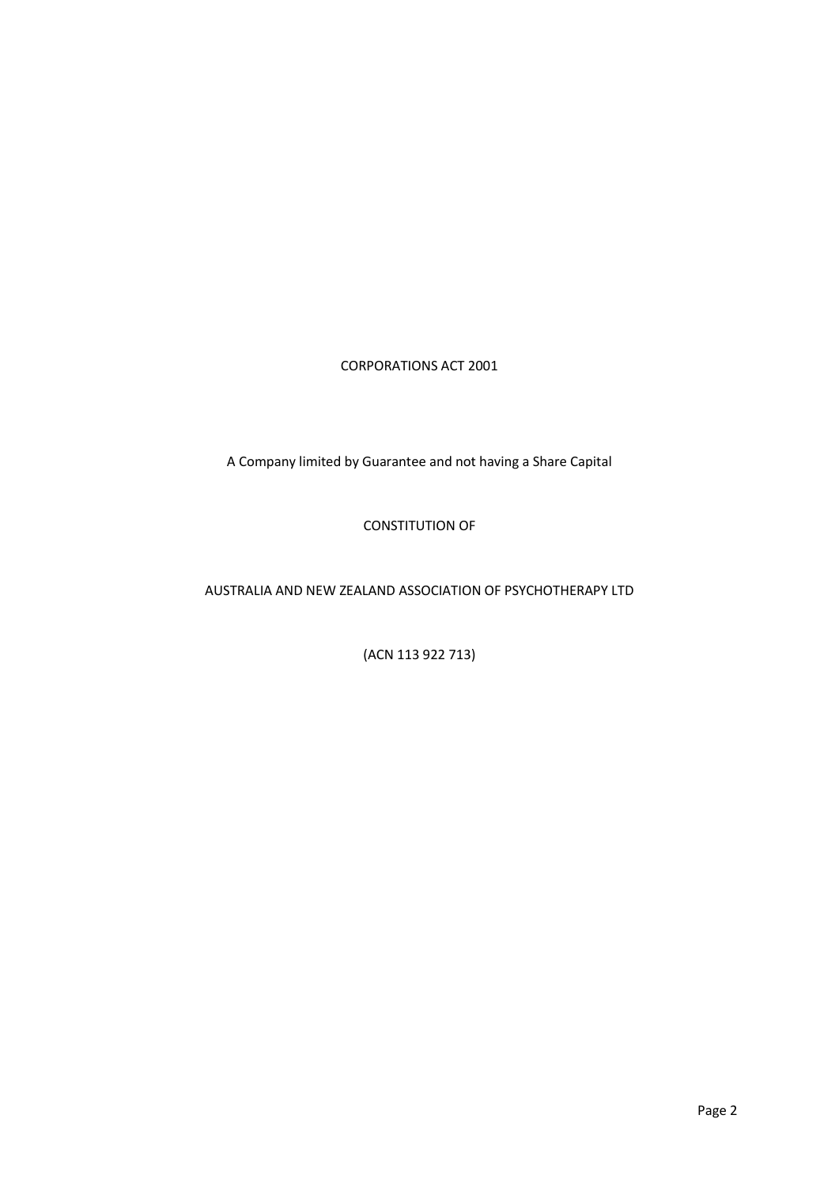CORPORATIONS ACT 2001

A Company limited by Guarantee and not having a Share Capital

CONSTITUTION OF

AUSTRALIA AND NEW ZEALAND ASSOCIATION OF PSYCHOTHERAPY LTD

(ACN 113 922 713)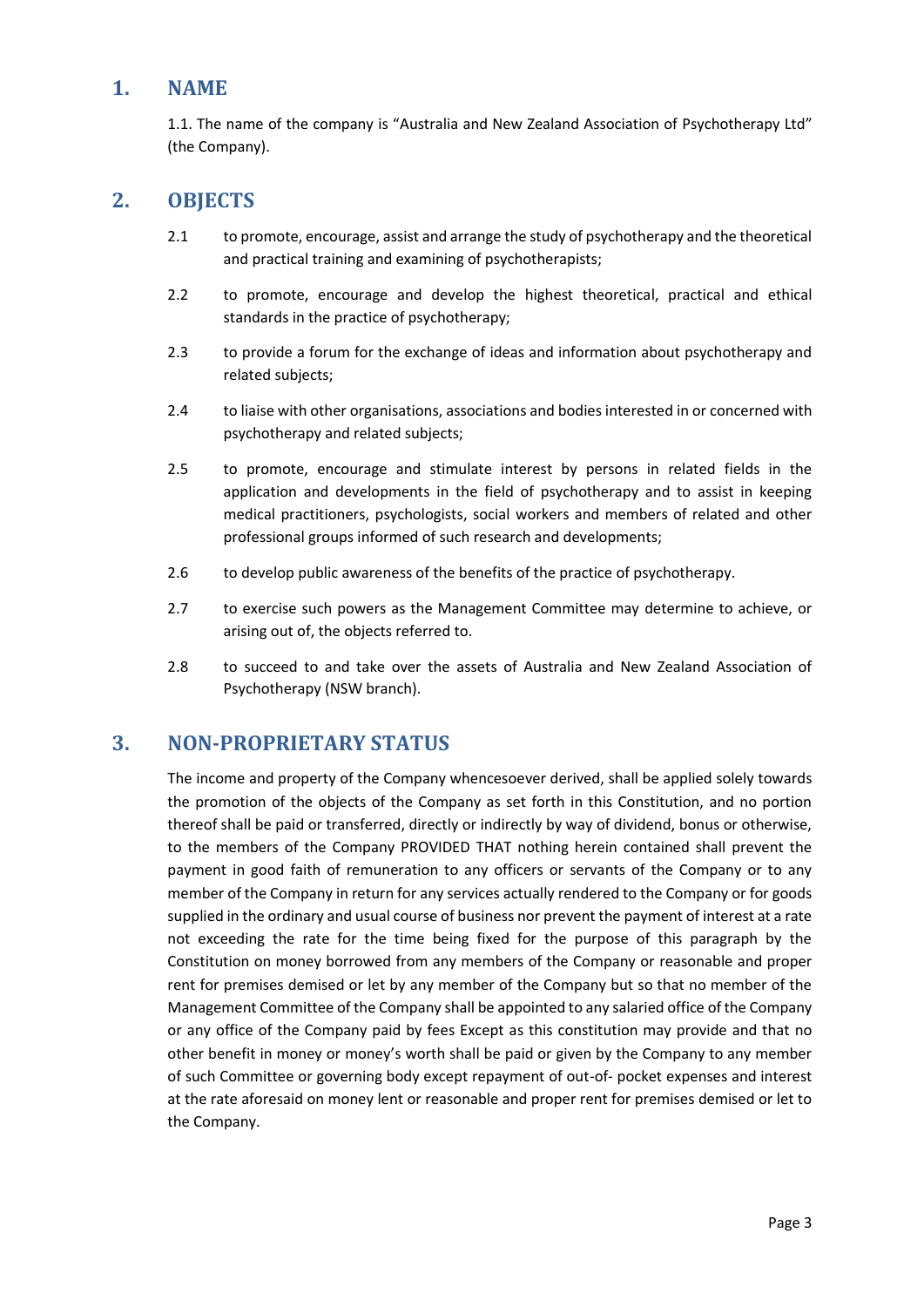## 1. NAME

1.1. The name of the company is "Australia and New Zealand Association of Psychotherapy Ltd" (the Company).

## 2. OBJECTS

2.1 to promote, encourage, assist and arrange the study of psychotherapy and the theoretical and practical training and examining of psychotherapists;

2.2 to promote, encourage and develop the highest theoretical, practical and ethical standards in the practice of psychotherapy;

2.3 to provide a forum for the exchange of ideas and information about psychotherapy and related subjects;

2.4 to liaise with other organisations, associations and bodies interested in or concerned with psychotherapy and related subjects;

2.5 to promote, encourage and stimulate interest by persons in related fields in the application and developments in the field of psychotherapy and to assist in keeping medical practitioners, psychologists, social workers and members of related and other professional groups informed of such research and developments;

2.6 to develop public awareness of the benefits of the practice of psychotherapy.

2.7 to exercise such powers as the Management Committee may determine to achieve, or arising out of, the objects referred to.

2.8 to succeed to and take over the assets of Australia and New Zealand Association of Psychotherapy (NSW branch).

## 3. NON-PROPRIETARY STATUS

The income and property of the Company whencesoever derived, shall be applied solely towards the promotion of the objects of the Company as set forth in this Constitution, and no portion thereof shall be paid or transferred, directly or indirectly by way of dividend, bonus or otherwise, to the members of the Company PROVIDED THAT nothing herein contained shall prevent the payment in good faith of remuneration to any officers or servants of the Company or to any member of the Company in return for any services actually rendered to the Company or for goods supplied in the ordinary and usual course of business nor prevent the payment of interest at a rate not exceeding the rate for the time being fixed for the purpose of this paragraph by the Constitution on money borrowed from any members of the Company or reasonable and proper rent for premises demised or let by any member of the Company but so that no member of the Management Committee of the Company shall be appointed to any salaried office of the Company or any office of the Company paid by fees Except as this constitution may provide and that no other benefit in money or money's worth shall be paid or given by the Company to any member of such Committee or governing body except repayment of out-of- pocket expenses and interest at the rate aforesaid on money lent or reasonable and proper rent for premises demised or let to the Company.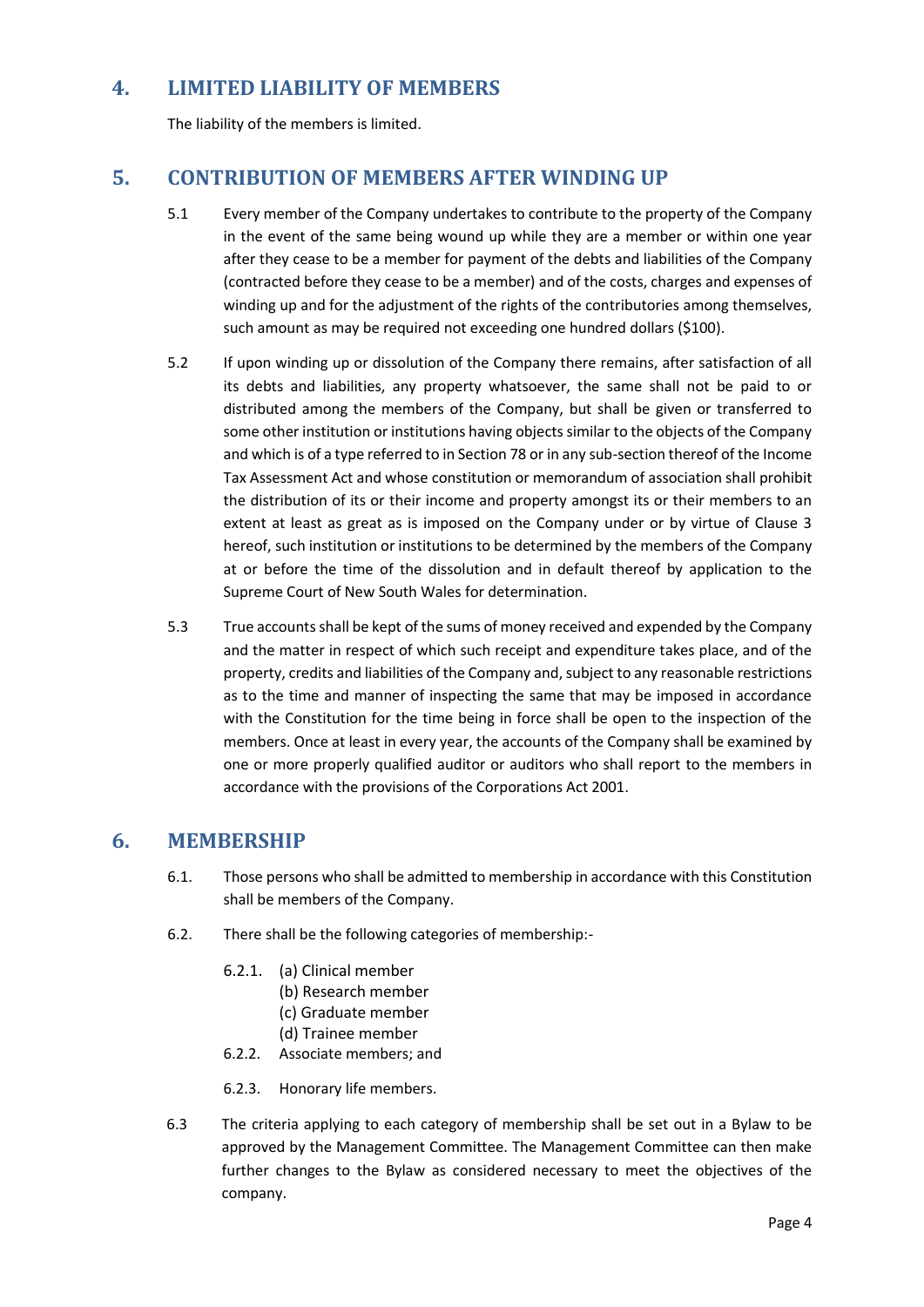## 4. LIMITED LIABILITY OF MEMBERS

The liability of the members is limited.

## 5. CONTRIBUTION OF MEMBERS AFTER WINDING UP

5.1 Every member of the Company undertakes to contribute to the property of the Company in the event of the same being wound up while they are a member or within one year after they cease to be a member for payment of the debts and liabilities of the Company (contracted before they cease to be a member) and of the costs, charges and expenses of winding up and for the adjustment of the rights of the contributories among themselves, such amount as may be required not exceeding one hundred dollars ($100).

5.2 If upon winding up or dissolution of the Company there remains, after satisfaction of all its debts and liabilities, any property whatsoever, the same shall not be paid to or distributed among the members of the Company, but shall be given or transferred to some other institution or institutions having objects similar to the objects of the Company and which is of a type referred to in Section 78 or in any sub-section thereof of the Income Tax Assessment Act and whose constitution or memorandum of association shall prohibit the distribution of its or their income and property amongst its or their members to an extent at least as great as is imposed on the Company under or by virtue of Clause 3 hereof, such institution or institutions to be determined by the members of the Company at or before the time of the dissolution and in default thereof by application to the Supreme Court of New South Wales for determination.

5.3 True accounts shall be kept of the sums of money received and expended by the Company and the matter in respect of which such receipt and expenditure takes place, and of the property, credits and liabilities of the Company and, subject to any reasonable restrictions as to the time and manner of inspecting the same that may be imposed in accordance with the Constitution for the time being in force shall be open to the inspection of the members. Once at least in every year, the accounts of the Company shall be examined by one or more properly qualified auditor or auditors who shall report to the members in accordance with the provisions of the Corporations Act 2001.

## 6. MEMBERSHIP

6.1. Those persons who shall be admitted to membership in accordance with this Constitution shall be members of the Company.

6.2. There shall be the following categories of membership:-

6.2.1. (a) Clinical member
(b) Research member
(c) Graduate member
(d) Trainee member

6.2.2. Associate members; and

6.2.3. Honorary life members.

6.3 The criteria applying to each category of membership shall be set out in a Bylaw to be approved by the Management Committee. The Management Committee can then make further changes to the Bylaw as considered necessary to meet the objectives of the company.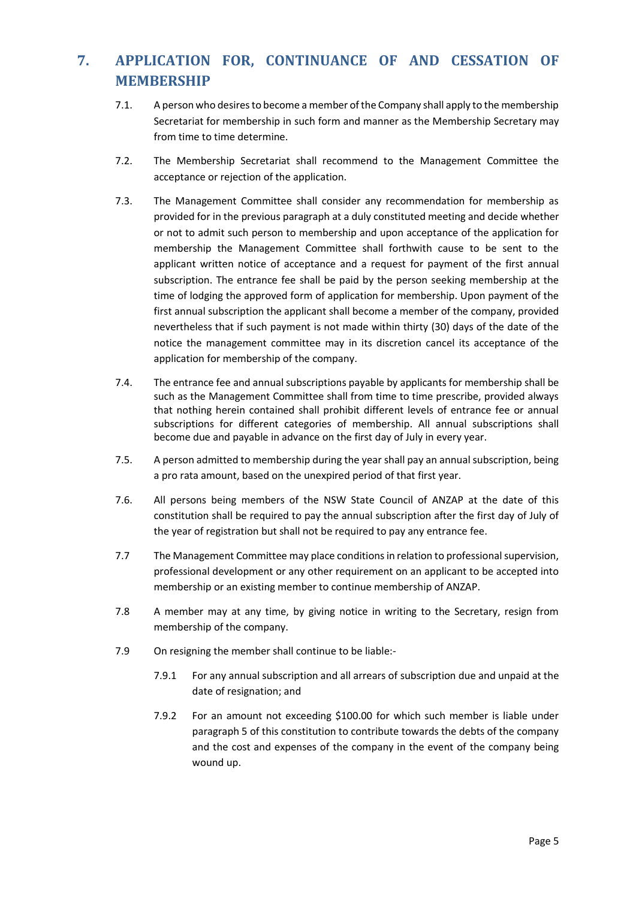## 7. APPLICATION FOR, CONTINUANCE OF AND CESSATION OF MEMBERSHIP

7.1. A person who desires to become a member of the Company shall apply to the membership Secretariat for membership in such form and manner as the Membership Secretary may from time to time determine.

7.2. The Membership Secretariat shall recommend to the Management Committee the acceptance or rejection of the application.

7.3. The Management Committee shall consider any recommendation for membership as provided for in the previous paragraph at a duly constituted meeting and decide whether or not to admit such person to membership and upon acceptance of the application for membership the Management Committee shall forthwith cause to be sent to the applicant written notice of acceptance and a request for payment of the first annual subscription. The entrance fee shall be paid by the person seeking membership at the time of lodging the approved form of application for membership. Upon payment of the first annual subscription the applicant shall become a member of the company, provided nevertheless that if such payment is not made within thirty (30) days of the date of the notice the management committee may in its discretion cancel its acceptance of the application for membership of the company.

7.4. The entrance fee and annual subscriptions payable by applicants for membership shall be such as the Management Committee shall from time to time prescribe, provided always that nothing herein contained shall prohibit different levels of entrance fee or annual subscriptions for different categories of membership. All annual subscriptions shall become due and payable in advance on the first day of July in every year.

7.5. A person admitted to membership during the year shall pay an annual subscription, being a pro rata amount, based on the unexpired period of that first year.

7.6. All persons being members of the NSW State Council of ANZAP at the date of this constitution shall be required to pay the annual subscription after the first day of July of the year of registration but shall not be required to pay any entrance fee.

7.7 The Management Committee may place conditions in relation to professional supervision, professional development or any other requirement on an applicant to be accepted into membership or an existing member to continue membership of ANZAP.

7.8 A member may at any time, by giving notice in writing to the Secretary, resign from membership of the company.

7.9 On resigning the member shall continue to be liable:-

7.9.1 For any annual subscription and all arrears of subscription due and unpaid at the date of resignation; and

7.9.2 For an amount not exceeding $100.00 for which such member is liable under paragraph 5 of this constitution to contribute towards the debts of the company and the cost and expenses of the company in the event of the company being wound up.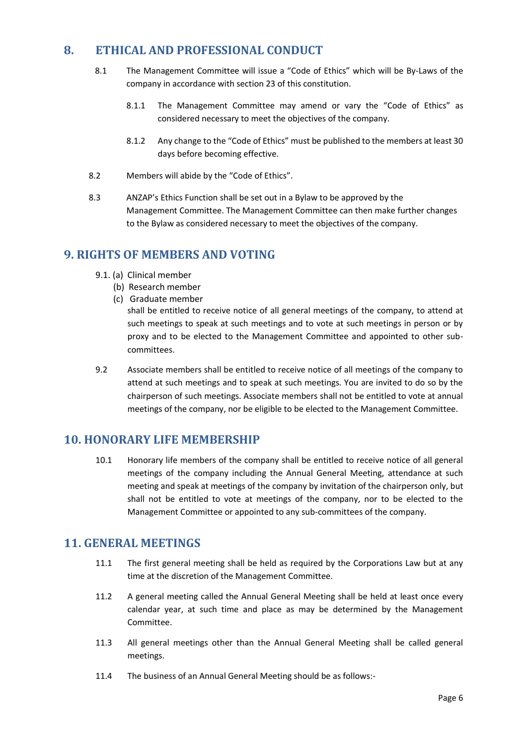## 8. ETHICAL AND PROFESSIONAL CONDUCT

8.1 The Management Committee will issue a "Code of Ethics" which will be By-Laws of the company in accordance with section 23 of this constitution.

8.1.1 The Management Committee may amend or vary the "Code of Ethics" as considered necessary to meet the objectives of the company.

8.1.2 Any change to the "Code of Ethics" must be published to the members at least 30 days before becoming effective.

8.2 Members will abide by the "Code of Ethics".

8.3 ANZAP's Ethics Function shall be set out in a Bylaw to be approved by the Management Committee. The Management Committee can then make further changes to the Bylaw as considered necessary to meet the objectives of the company.

## 9. RIGHTS OF MEMBERS AND VOTING

9.1. (a) Clinical member
(b) Research member
(c) Graduate member

shall be entitled to receive notice of all general meetings of the company, to attend at such meetings to speak at such meetings and to vote at such meetings in person or by proxy and to be elected to the Management Committee and appointed to other sub-committees.

9.2 Associate members shall be entitled to receive notice of all meetings of the company to attend at such meetings and to speak at such meetings. You are invited to do so by the chairperson of such meetings. Associate members shall not be entitled to vote at annual meetings of the company, nor be eligible to be elected to the Management Committee.

## 10. HONORARY LIFE MEMBERSHIP

10.1 Honorary life members of the company shall be entitled to receive notice of all general meetings of the company including the Annual General Meeting, attendance at such meeting and speak at meetings of the company by invitation of the chairperson only, but shall not be entitled to vote at meetings of the company, nor to be elected to the Management Committee or appointed to any sub-committees of the company.

## 11. GENERAL MEETINGS

11.1 The first general meeting shall be held as required by the Corporations Law but at any time at the discretion of the Management Committee.

11.2 A general meeting called the Annual General Meeting shall be held at least once every calendar year, at such time and place as may be determined by the Management Committee.

11.3 All general meetings other than the Annual General Meeting shall be called general meetings.

11.4 The business of an Annual General Meeting should be as follows:-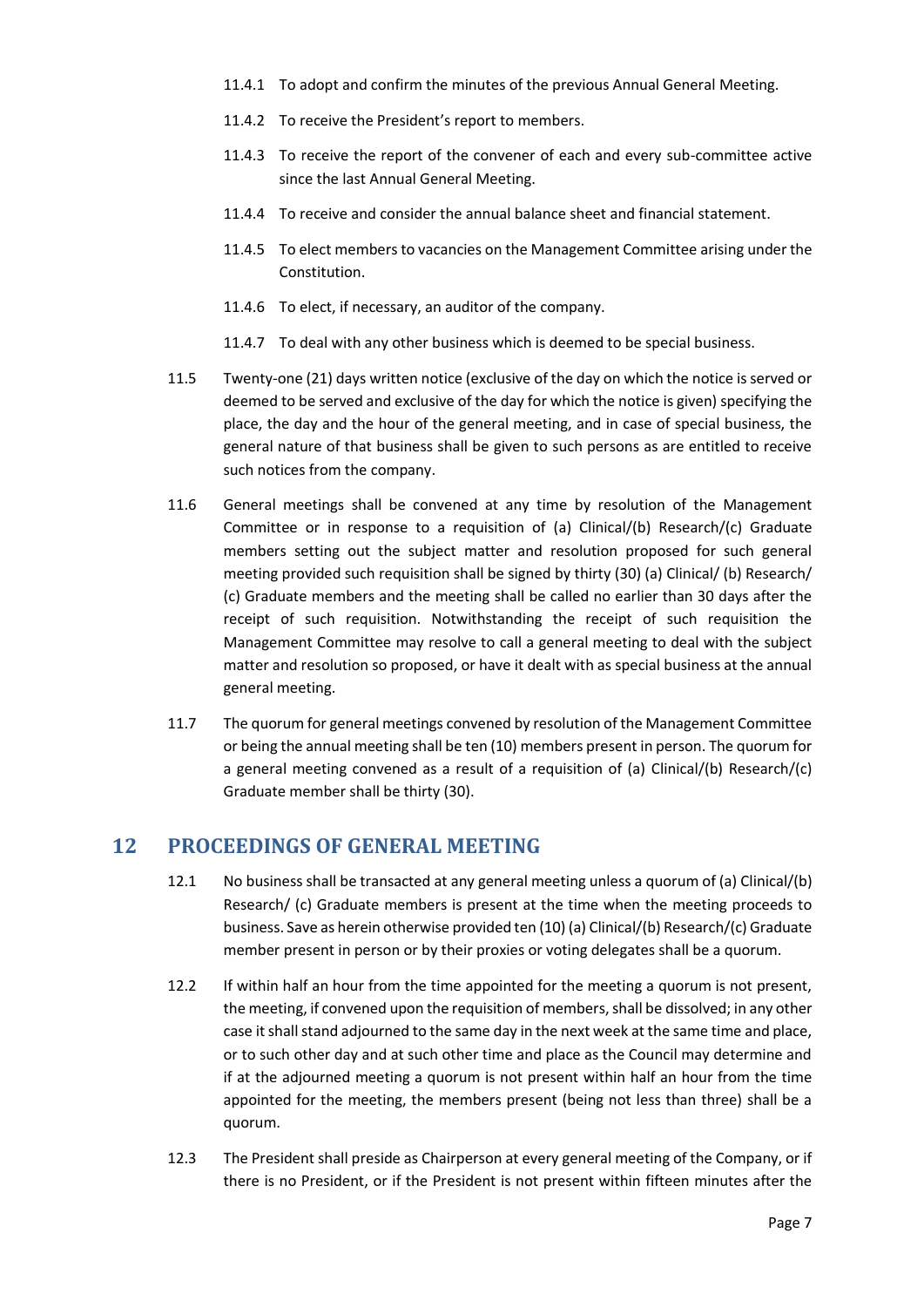11.4.1 To adopt and confirm the minutes of the previous Annual General Meeting.

11.4.2 To receive the President's report to members.

11.4.3 To receive the report of the convener of each and every sub-committee active since the last Annual General Meeting.

11.4.4 To receive and consider the annual balance sheet and financial statement.

11.4.5 To elect members to vacancies on the Management Committee arising under the Constitution.

11.4.6 To elect, if necessary, an auditor of the company.

11.4.7 To deal with any other business which is deemed to be special business.

11.5 Twenty-one (21) days written notice (exclusive of the day on which the notice is served or deemed to be served and exclusive of the day for which the notice is given) specifying the place, the day and the hour of the general meeting, and in case of special business, the general nature of that business shall be given to such persons as are entitled to receive such notices from the company.

11.6 General meetings shall be convened at any time by resolution of the Management Committee or in response to a requisition of (a) Clinical/(b) Research/(c) Graduate members setting out the subject matter and resolution proposed for such general meeting provided such requisition shall be signed by thirty (30) (a) Clinical/ (b) Research/ (c) Graduate members and the meeting shall be called no earlier than 30 days after the receipt of such requisition. Notwithstanding the receipt of such requisition the Management Committee may resolve to call a general meeting to deal with the subject matter and resolution so proposed, or have it dealt with as special business at the annual general meeting.

11.7 The quorum for general meetings convened by resolution of the Management Committee or being the annual meeting shall be ten (10) members present in person. The quorum for a general meeting convened as a result of a requisition of (a) Clinical/(b) Research/(c) Graduate member shall be thirty (30).

## 12 PROCEEDINGS OF GENERAL MEETING

12.1 No business shall be transacted at any general meeting unless a quorum of (a) Clinical/(b) Research/ (c) Graduate members is present at the time when the meeting proceeds to business. Save as herein otherwise provided ten (10) (a) Clinical/(b) Research/(c) Graduate member present in person or by their proxies or voting delegates shall be a quorum.

12.2 If within half an hour from the time appointed for the meeting a quorum is not present, the meeting, if convened upon the requisition of members, shall be dissolved; in any other case it shall stand adjourned to the same day in the next week at the same time and place, or to such other day and at such other time and place as the Council may determine and if at the adjourned meeting a quorum is not present within half an hour from the time appointed for the meeting, the members present (being not less than three) shall be a quorum.

12.3 The President shall preside as Chairperson at every general meeting of the Company, or if there is no President, or if the President is not present within fifteen minutes after the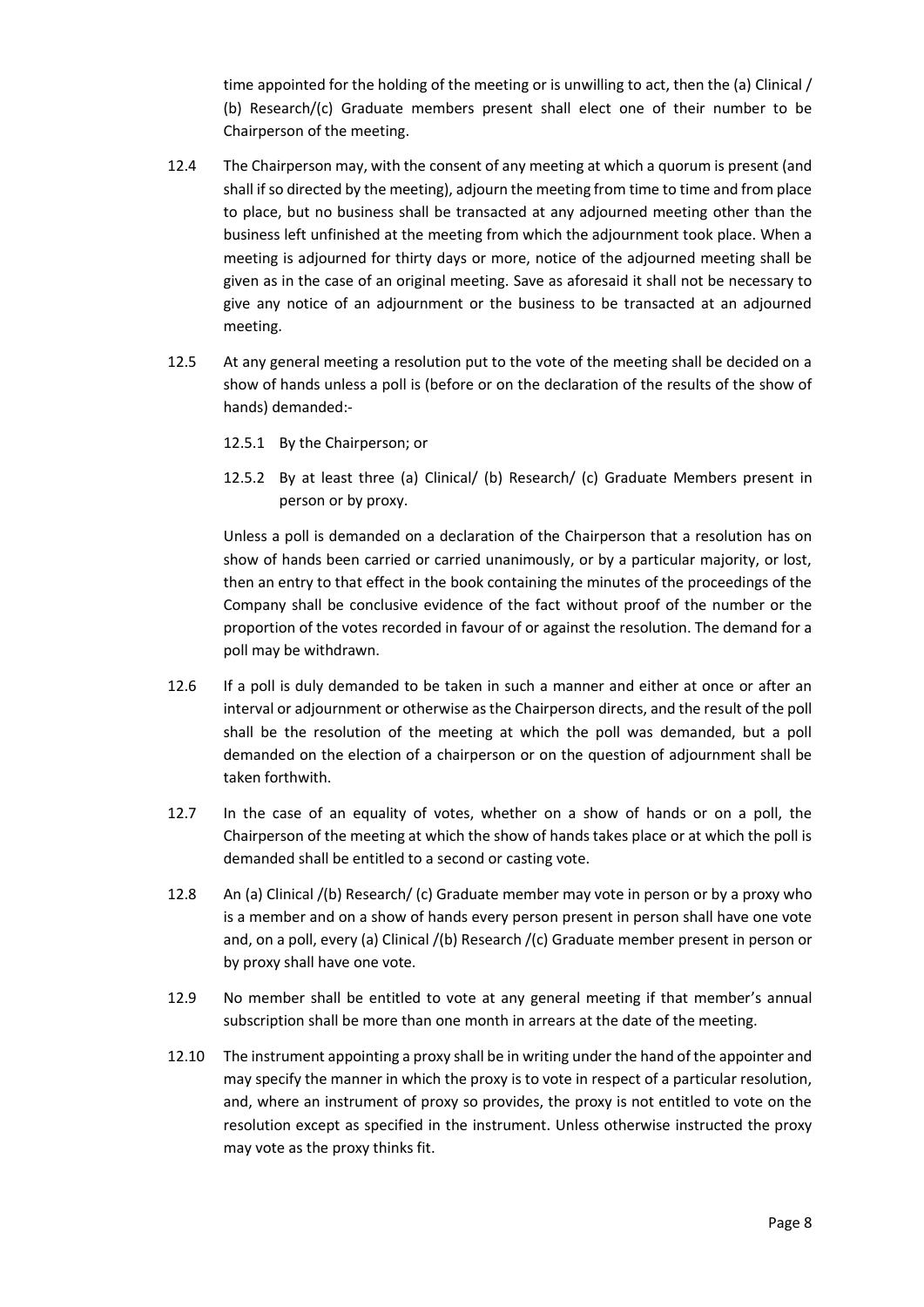time appointed for the holding of the meeting or is unwilling to act, then the (a) Clinical / (b) Research/(c) Graduate members present shall elect one of their number to be Chairperson of the meeting.

12.4 The Chairperson may, with the consent of any meeting at which a quorum is present (and shall if so directed by the meeting), adjourn the meeting from time to time and from place to place, but no business shall be transacted at any adjourned meeting other than the business left unfinished at the meeting from which the adjournment took place. When a meeting is adjourned for thirty days or more, notice of the adjourned meeting shall be given as in the case of an original meeting. Save as aforesaid it shall not be necessary to give any notice of an adjournment or the business to be transacted at an adjourned meeting.

12.5 At any general meeting a resolution put to the vote of the meeting shall be decided on a show of hands unless a poll is (before or on the declaration of the results of the show of hands) demanded:-

12.5.1 By the Chairperson; or

12.5.2 By at least three (a) Clinical/ (b) Research/ (c) Graduate Members present in person or by proxy.

Unless a poll is demanded on a declaration of the Chairperson that a resolution has on show of hands been carried or carried unanimously, or by a particular majority, or lost, then an entry to that effect in the book containing the minutes of the proceedings of the Company shall be conclusive evidence of the fact without proof of the number or the proportion of the votes recorded in favour of or against the resolution. The demand for a poll may be withdrawn.

12.6 If a poll is duly demanded to be taken in such a manner and either at once or after an interval or adjournment or otherwise as the Chairperson directs, and the result of the poll shall be the resolution of the meeting at which the poll was demanded, but a poll demanded on the election of a chairperson or on the question of adjournment shall be taken forthwith.

12.7 In the case of an equality of votes, whether on a show of hands or on a poll, the Chairperson of the meeting at which the show of hands takes place or at which the poll is demanded shall be entitled to a second or casting vote.

12.8 An (a) Clinical /(b) Research/ (c) Graduate member may vote in person or by a proxy who is a member and on a show of hands every person present in person shall have one vote and, on a poll, every (a) Clinical /(b) Research /(c) Graduate member present in person or by proxy shall have one vote.

12.9 No member shall be entitled to vote at any general meeting if that member's annual subscription shall be more than one month in arrears at the date of the meeting.

12.10 The instrument appointing a proxy shall be in writing under the hand of the appointer and may specify the manner in which the proxy is to vote in respect of a particular resolution, and, where an instrument of proxy so provides, the proxy is not entitled to vote on the resolution except as specified in the instrument. Unless otherwise instructed the proxy may vote as the proxy thinks fit.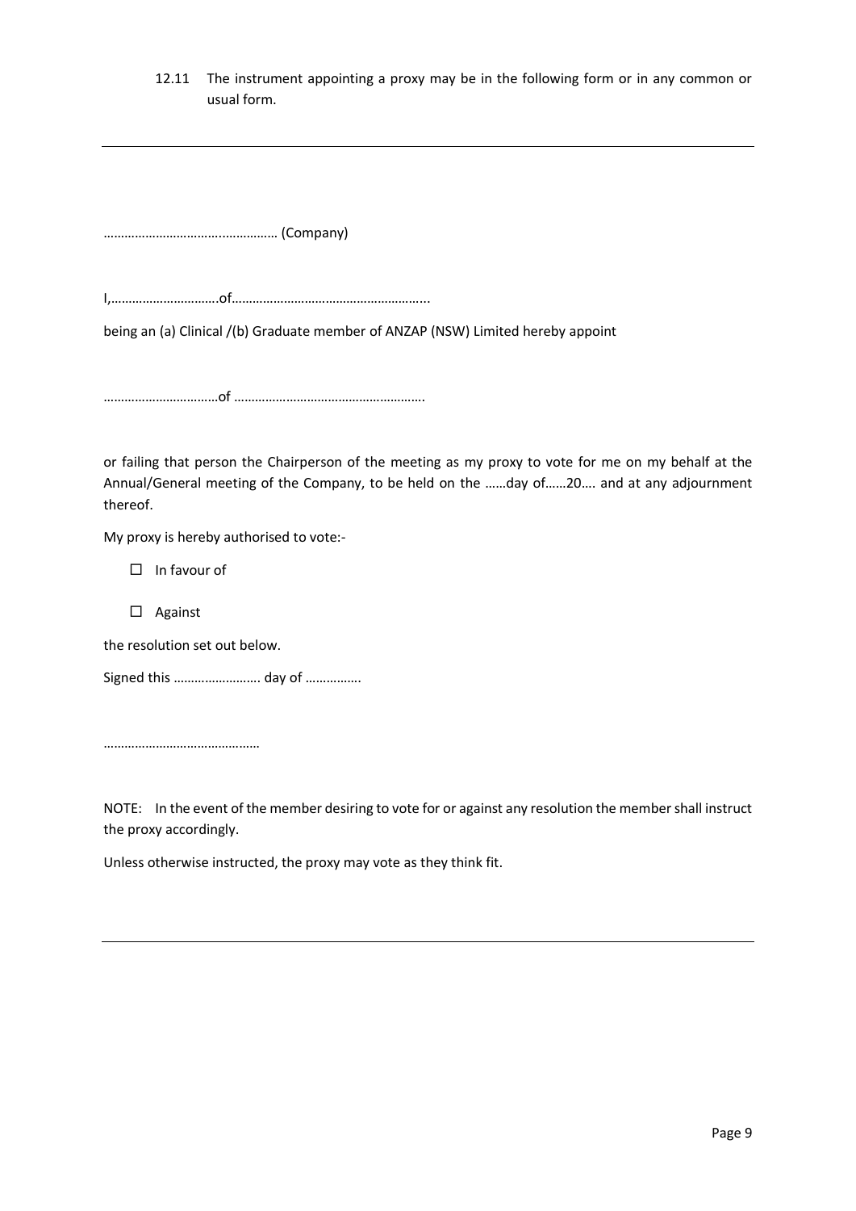12.11 The instrument appointing a proxy may be in the following form or in any common or usual form.

---

………………………………..…………… (Company)

I,………………………….of…………………………………………………...

being an (a) Clinical /(b) Graduate member of ANZAP (NSW) Limited hereby appoint

……………………………of ……………………………………………….

or failing that person the Chairperson of the meeting as my proxy to vote for me on my behalf at the Annual/General meeting of the Company, to be held on the ……day of……20…. and at any adjournment thereof.

My proxy is hereby authorised to vote:-

☐ In favour of

☐ Against

the resolution set out below.

Signed this ……………………. day of …………….

………………………………………

NOTE: In the event of the member desiring to vote for or against any resolution the member shall instruct the proxy accordingly.

Unless otherwise instructed, the proxy may vote as they think fit.

---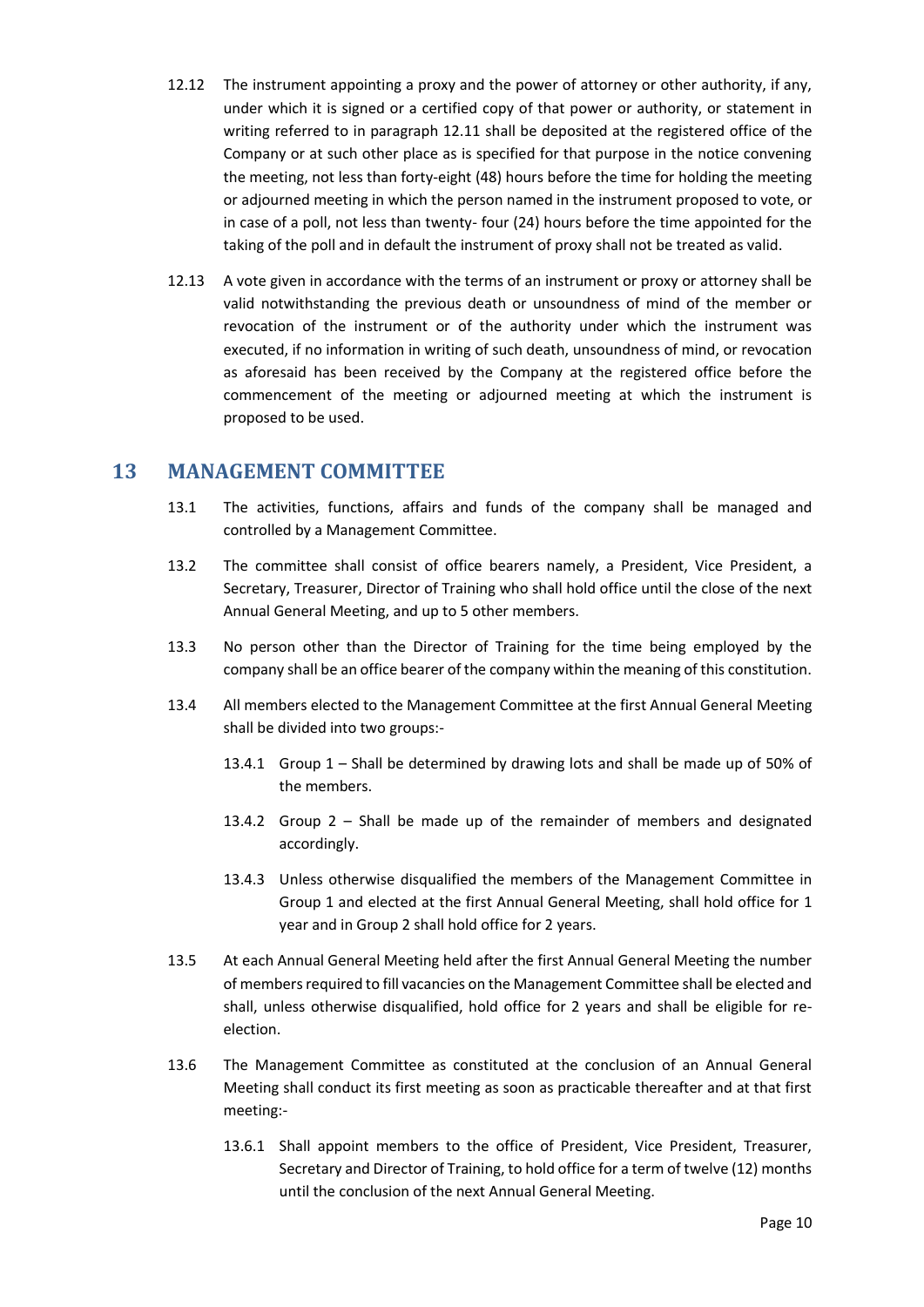12.12 The instrument appointing a proxy and the power of attorney or other authority, if any, under which it is signed or a certified copy of that power or authority, or statement in writing referred to in paragraph 12.11 shall be deposited at the registered office of the Company or at such other place as is specified for that purpose in the notice convening the meeting, not less than forty-eight (48) hours before the time for holding the meeting or adjourned meeting in which the person named in the instrument proposed to vote, or in case of a poll, not less than twenty- four (24) hours before the time appointed for the taking of the poll and in default the instrument of proxy shall not be treated as valid.

12.13 A vote given in accordance with the terms of an instrument or proxy or attorney shall be valid notwithstanding the previous death or unsoundness of mind of the member or revocation of the instrument or of the authority under which the instrument was executed, if no information in writing of such death, unsoundness of mind, or revocation as aforesaid has been received by the Company at the registered office before the commencement of the meeting or adjourned meeting at which the instrument is proposed to be used.

## 13 MANAGEMENT COMMITTEE

13.1 The activities, functions, affairs and funds of the company shall be managed and controlled by a Management Committee.

13.2 The committee shall consist of office bearers namely, a President, Vice President, a Secretary, Treasurer, Director of Training who shall hold office until the close of the next Annual General Meeting, and up to 5 other members.

13.3 No person other than the Director of Training for the time being employed by the company shall be an office bearer of the company within the meaning of this constitution.

13.4 All members elected to the Management Committee at the first Annual General Meeting shall be divided into two groups:-

13.4.1 Group 1 – Shall be determined by drawing lots and shall be made up of 50% of the members.

13.4.2 Group 2 – Shall be made up of the remainder of members and designated accordingly.

13.4.3 Unless otherwise disqualified the members of the Management Committee in Group 1 and elected at the first Annual General Meeting, shall hold office for 1 year and in Group 2 shall hold office for 2 years.

13.5 At each Annual General Meeting held after the first Annual General Meeting the number of members required to fill vacancies on the Management Committee shall be elected and shall, unless otherwise disqualified, hold office for 2 years and shall be eligible for re-election.

13.6 The Management Committee as constituted at the conclusion of an Annual General Meeting shall conduct its first meeting as soon as practicable thereafter and at that first meeting:-

13.6.1 Shall appoint members to the office of President, Vice President, Treasurer, Secretary and Director of Training, to hold office for a term of twelve (12) months until the conclusion of the next Annual General Meeting.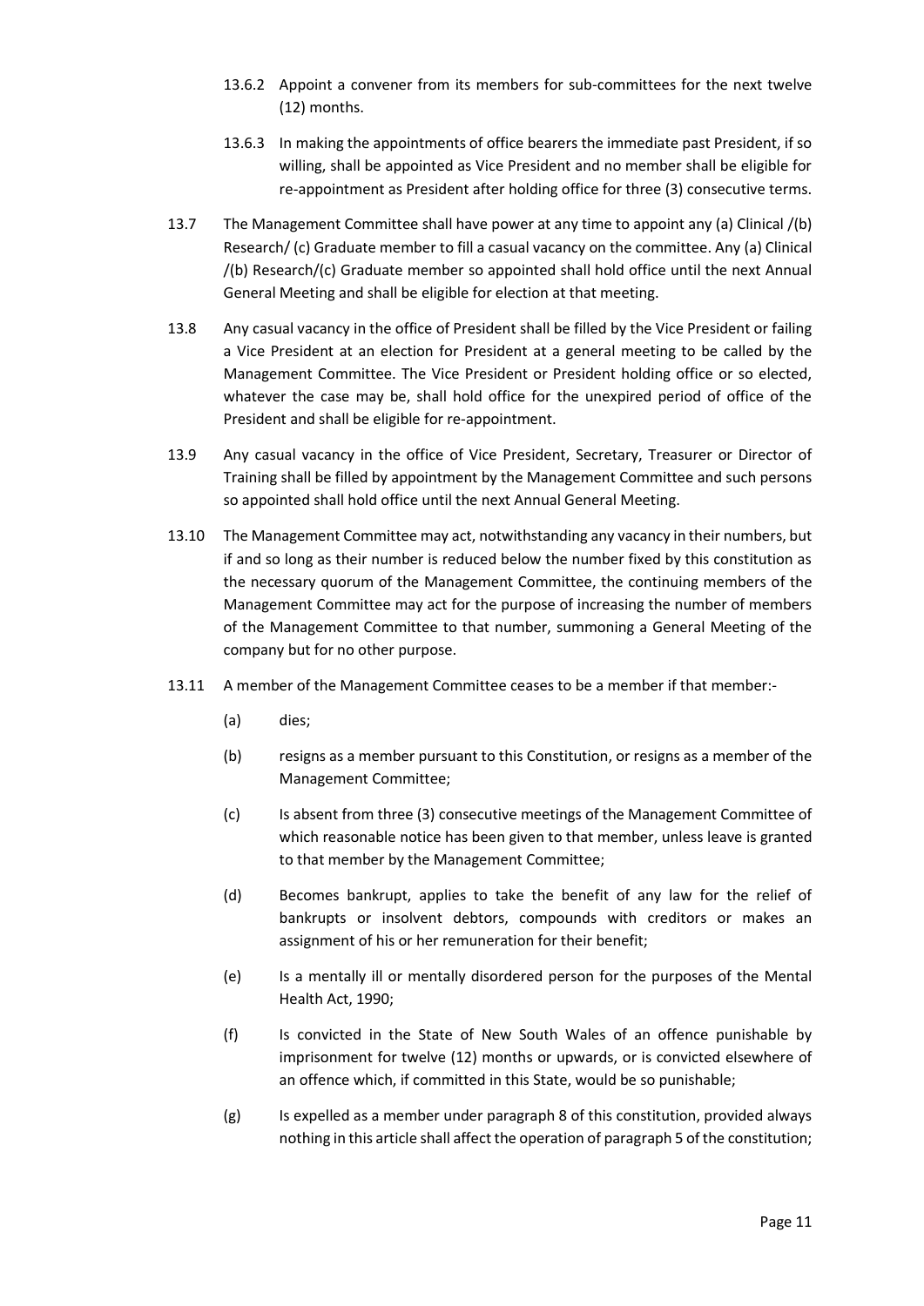13.6.2 Appoint a convener from its members for sub-committees for the next twelve (12) months.

13.6.3 In making the appointments of office bearers the immediate past President, if so willing, shall be appointed as Vice President and no member shall be eligible for re-appointment as President after holding office for three (3) consecutive terms.

13.7 The Management Committee shall have power at any time to appoint any (a) Clinical /(b) Research/ (c) Graduate member to fill a casual vacancy on the committee. Any (a) Clinical /(b) Research/(c) Graduate member so appointed shall hold office until the next Annual General Meeting and shall be eligible for election at that meeting.

13.8 Any casual vacancy in the office of President shall be filled by the Vice President or failing a Vice President at an election for President at a general meeting to be called by the Management Committee. The Vice President or President holding office or so elected, whatever the case may be, shall hold office for the unexpired period of office of the President and shall be eligible for re-appointment.

13.9 Any casual vacancy in the office of Vice President, Secretary, Treasurer or Director of Training shall be filled by appointment by the Management Committee and such persons so appointed shall hold office until the next Annual General Meeting.

13.10 The Management Committee may act, notwithstanding any vacancy in their numbers, but if and so long as their number is reduced below the number fixed by this constitution as the necessary quorum of the Management Committee, the continuing members of the Management Committee may act for the purpose of increasing the number of members of the Management Committee to that number, summoning a General Meeting of the company but for no other purpose.

13.11 A member of the Management Committee ceases to be a member if that member:-

(a) dies;

(b) resigns as a member pursuant to this Constitution, or resigns as a member of the Management Committee;

(c) Is absent from three (3) consecutive meetings of the Management Committee of which reasonable notice has been given to that member, unless leave is granted to that member by the Management Committee;

(d) Becomes bankrupt, applies to take the benefit of any law for the relief of bankrupts or insolvent debtors, compounds with creditors or makes an assignment of his or her remuneration for their benefit;

(e) Is a mentally ill or mentally disordered person for the purposes of the Mental Health Act, 1990;

(f) Is convicted in the State of New South Wales of an offence punishable by imprisonment for twelve (12) months or upwards, or is convicted elsewhere of an offence which, if committed in this State, would be so punishable;

(g) Is expelled as a member under paragraph 8 of this constitution, provided always nothing in this article shall affect the operation of paragraph 5 of the constitution;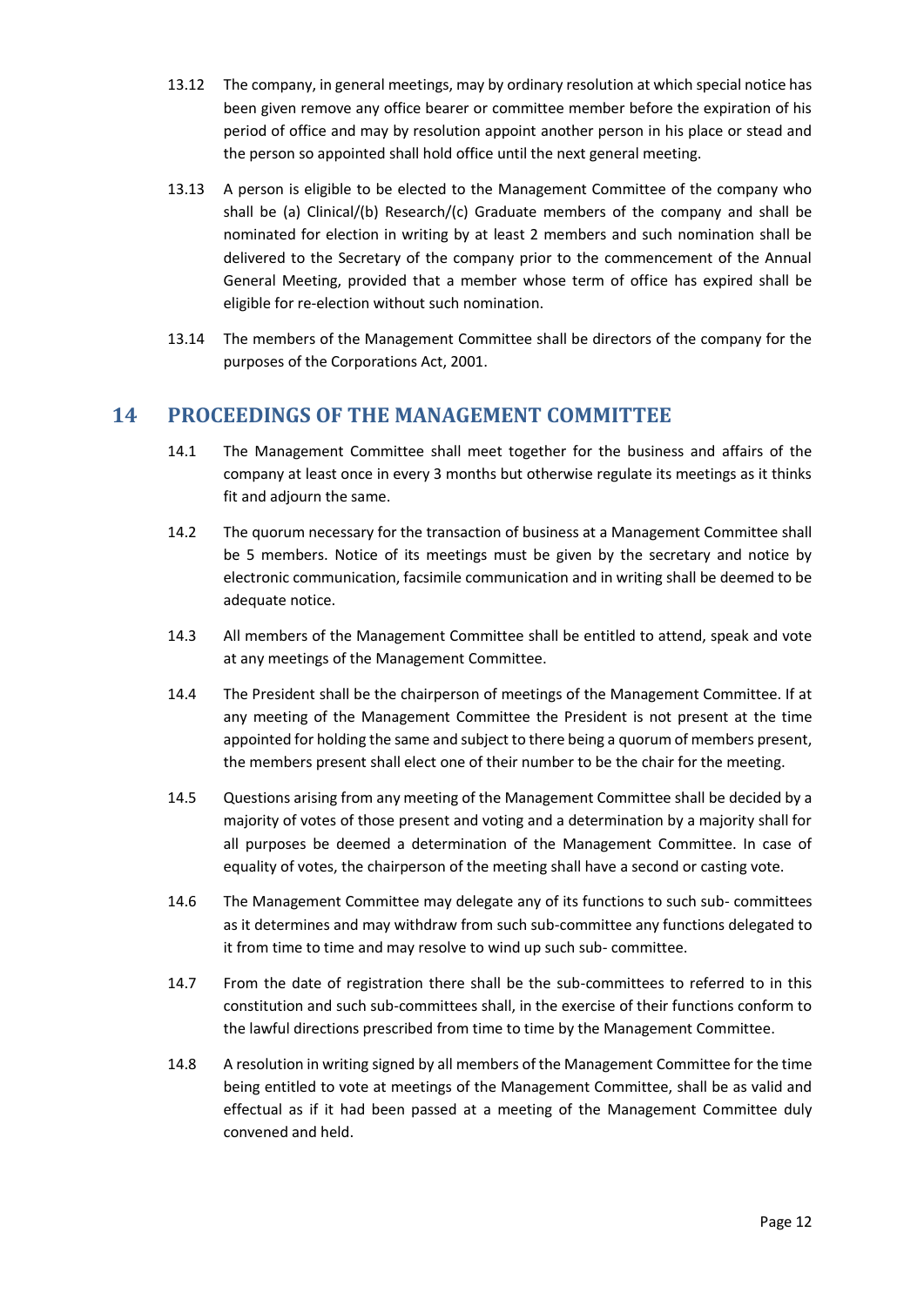13.12 The company, in general meetings, may by ordinary resolution at which special notice has been given remove any office bearer or committee member before the expiration of his period of office and may by resolution appoint another person in his place or stead and the person so appointed shall hold office until the next general meeting.

13.13 A person is eligible to be elected to the Management Committee of the company who shall be (a) Clinical/(b) Research/(c) Graduate members of the company and shall be nominated for election in writing by at least 2 members and such nomination shall be delivered to the Secretary of the company prior to the commencement of the Annual General Meeting, provided that a member whose term of office has expired shall be eligible for re-election without such nomination.

13.14 The members of the Management Committee shall be directors of the company for the purposes of the Corporations Act, 2001.

## 14 PROCEEDINGS OF THE MANAGEMENT COMMITTEE

14.1 The Management Committee shall meet together for the business and affairs of the company at least once in every 3 months but otherwise regulate its meetings as it thinks fit and adjourn the same.

14.2 The quorum necessary for the transaction of business at a Management Committee shall be 5 members. Notice of its meetings must be given by the secretary and notice by electronic communication, facsimile communication and in writing shall be deemed to be adequate notice.

14.3 All members of the Management Committee shall be entitled to attend, speak and vote at any meetings of the Management Committee.

14.4 The President shall be the chairperson of meetings of the Management Committee. If at any meeting of the Management Committee the President is not present at the time appointed for holding the same and subject to there being a quorum of members present, the members present shall elect one of their number to be the chair for the meeting.

14.5 Questions arising from any meeting of the Management Committee shall be decided by a majority of votes of those present and voting and a determination by a majority shall for all purposes be deemed a determination of the Management Committee. In case of equality of votes, the chairperson of the meeting shall have a second or casting vote.

14.6 The Management Committee may delegate any of its functions to such sub- committees as it determines and may withdraw from such sub-committee any functions delegated to it from time to time and may resolve to wind up such sub- committee.

14.7 From the date of registration there shall be the sub-committees to referred to in this constitution and such sub-committees shall, in the exercise of their functions conform to the lawful directions prescribed from time to time by the Management Committee.

14.8 A resolution in writing signed by all members of the Management Committee for the time being entitled to vote at meetings of the Management Committee, shall be as valid and effectual as if it had been passed at a meeting of the Management Committee duly convened and held.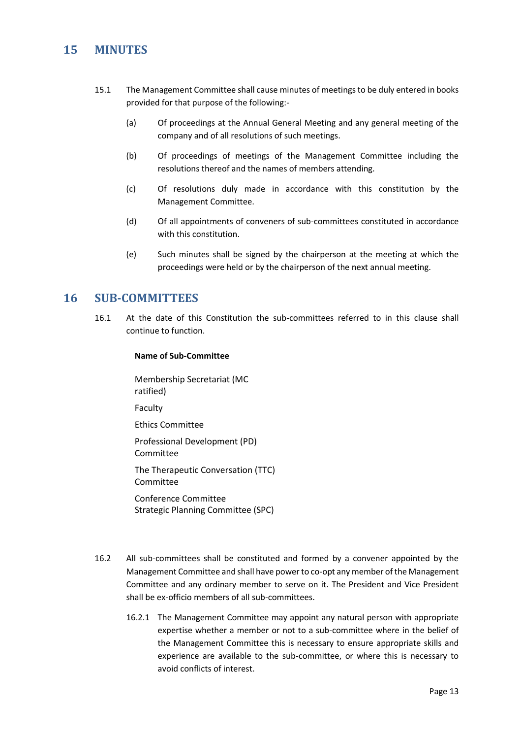## 15 MINUTES

15.1 The Management Committee shall cause minutes of meetings to be duly entered in books provided for that purpose of the following:-

(a) Of proceedings at the Annual General Meeting and any general meeting of the company and of all resolutions of such meetings.

(b) Of proceedings of meetings of the Management Committee including the resolutions thereof and the names of members attending.

(c) Of resolutions duly made in accordance with this constitution by the Management Committee.

(d) Of all appointments of conveners of sub-committees constituted in accordance with this constitution.

(e) Such minutes shall be signed by the chairperson at the meeting at which the proceedings were held or by the chairperson of the next annual meeting.

## 16 SUB-COMMITTEES

16.1 At the date of this Constitution the sub-committees referred to in this clause shall continue to function.

**Name of Sub-Committee**

Membership Secretariat (MC ratified)

Faculty

Ethics Committee

Professional Development (PD) Committee

The Therapeutic Conversation (TTC) Committee

Conference Committee
Strategic Planning Committee (SPC)

16.2 All sub-committees shall be constituted and formed by a convener appointed by the Management Committee and shall have power to co-opt any member of the Management Committee and any ordinary member to serve on it. The President and Vice President shall be ex-officio members of all sub-committees.

16.2.1 The Management Committee may appoint any natural person with appropriate expertise whether a member or not to a sub-committee where in the belief of the Management Committee this is necessary to ensure appropriate skills and experience are available to the sub-committee, or where this is necessary to avoid conflicts of interest.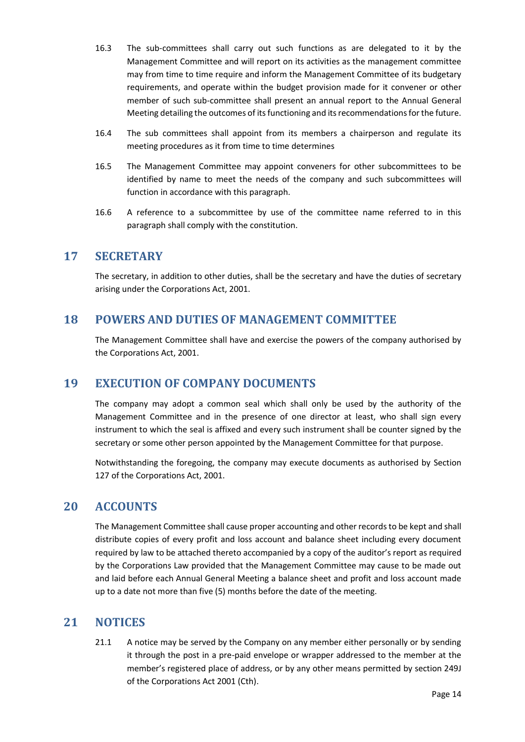16.3 The sub-committees shall carry out such functions as are delegated to it by the Management Committee and will report on its activities as the management committee may from time to time require and inform the Management Committee of its budgetary requirements, and operate within the budget provision made for it convener or other member of such sub-committee shall present an annual report to the Annual General Meeting detailing the outcomes of its functioning and its recommendations for the future.

16.4 The sub committees shall appoint from its members a chairperson and regulate its meeting procedures as it from time to time determines

16.5 The Management Committee may appoint conveners for other subcommittees to be identified by name to meet the needs of the company and such subcommittees will function in accordance with this paragraph.

16.6 A reference to a subcommittee by use of the committee name referred to in this paragraph shall comply with the constitution.

## 17 SECRETARY

The secretary, in addition to other duties, shall be the secretary and have the duties of secretary arising under the Corporations Act, 2001.

## 18 POWERS AND DUTIES OF MANAGEMENT COMMITTEE

The Management Committee shall have and exercise the powers of the company authorised by the Corporations Act, 2001.

## 19 EXECUTION OF COMPANY DOCUMENTS

The company may adopt a common seal which shall only be used by the authority of the Management Committee and in the presence of one director at least, who shall sign every instrument to which the seal is affixed and every such instrument shall be counter signed by the secretary or some other person appointed by the Management Committee for that purpose.

Notwithstanding the foregoing, the company may execute documents as authorised by Section 127 of the Corporations Act, 2001.

## 20 ACCOUNTS

The Management Committee shall cause proper accounting and other records to be kept and shall distribute copies of every profit and loss account and balance sheet including every document required by law to be attached thereto accompanied by a copy of the auditor's report as required by the Corporations Law provided that the Management Committee may cause to be made out and laid before each Annual General Meeting a balance sheet and profit and loss account made up to a date not more than five (5) months before the date of the meeting.

## 21 NOTICES

21.1 A notice may be served by the Company on any member either personally or by sending it through the post in a pre-paid envelope or wrapper addressed to the member at the member's registered place of address, or by any other means permitted by section 249J of the Corporations Act 2001 (Cth).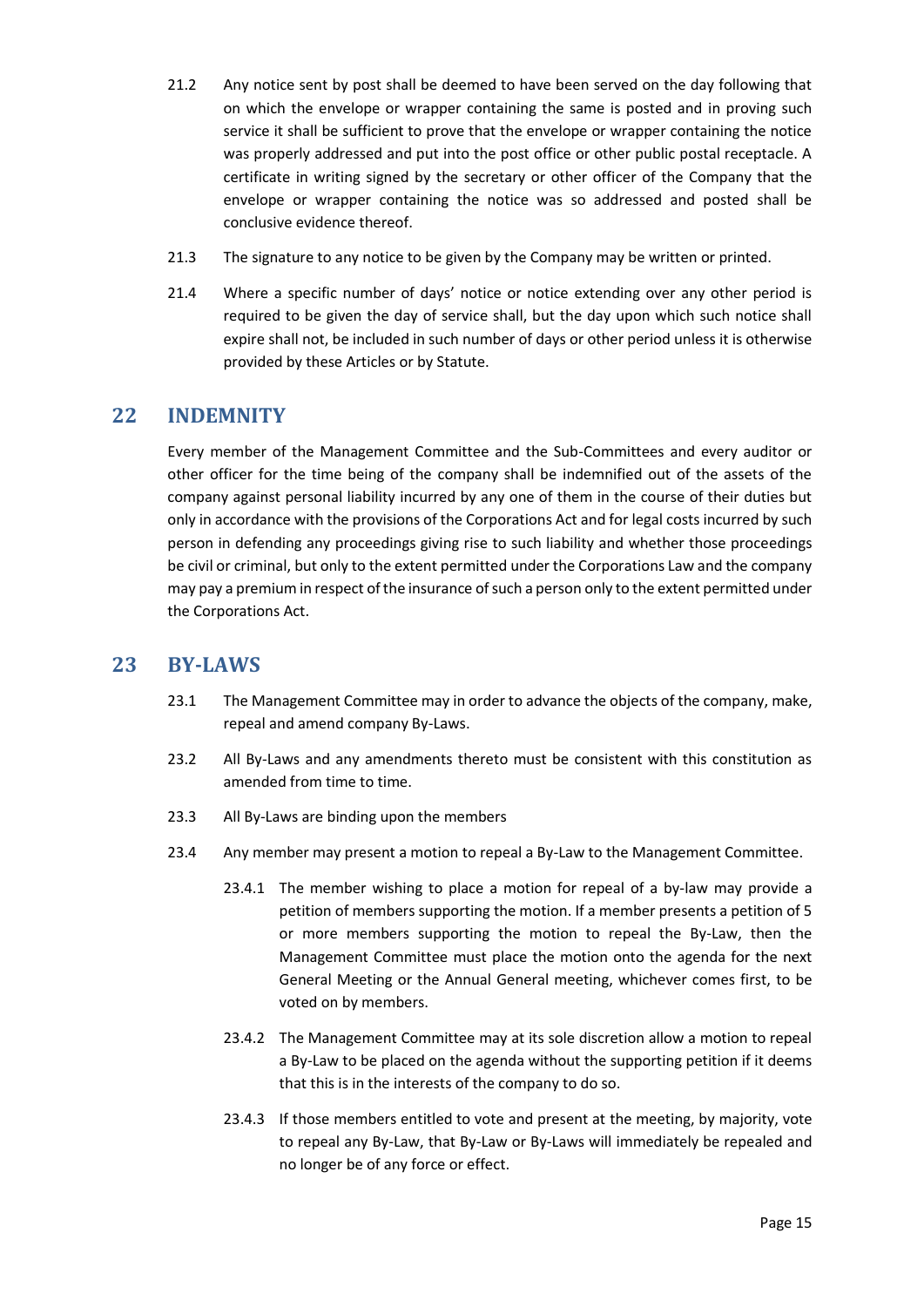21.2 Any notice sent by post shall be deemed to have been served on the day following that on which the envelope or wrapper containing the same is posted and in proving such service it shall be sufficient to prove that the envelope or wrapper containing the notice was properly addressed and put into the post office or other public postal receptacle. A certificate in writing signed by the secretary or other officer of the Company that the envelope or wrapper containing the notice was so addressed and posted shall be conclusive evidence thereof.

21.3 The signature to any notice to be given by the Company may be written or printed.

21.4 Where a specific number of days' notice or notice extending over any other period is required to be given the day of service shall, but the day upon which such notice shall expire shall not, be included in such number of days or other period unless it is otherwise provided by these Articles or by Statute.

## 22 INDEMNITY

Every member of the Management Committee and the Sub-Committees and every auditor or other officer for the time being of the company shall be indemnified out of the assets of the company against personal liability incurred by any one of them in the course of their duties but only in accordance with the provisions of the Corporations Act and for legal costs incurred by such person in defending any proceedings giving rise to such liability and whether those proceedings be civil or criminal, but only to the extent permitted under the Corporations Law and the company may pay a premium in respect of the insurance of such a person only to the extent permitted under the Corporations Act.

## 23 BY-LAWS

23.1 The Management Committee may in order to advance the objects of the company, make, repeal and amend company By-Laws.

23.2 All By-Laws and any amendments thereto must be consistent with this constitution as amended from time to time.

23.3 All By-Laws are binding upon the members

23.4 Any member may present a motion to repeal a By-Law to the Management Committee.

23.4.1 The member wishing to place a motion for repeal of a by-law may provide a petition of members supporting the motion. If a member presents a petition of 5 or more members supporting the motion to repeal the By-Law, then the Management Committee must place the motion onto the agenda for the next General Meeting or the Annual General meeting, whichever comes first, to be voted on by members.

23.4.2 The Management Committee may at its sole discretion allow a motion to repeal a By-Law to be placed on the agenda without the supporting petition if it deems that this is in the interests of the company to do so.

23.4.3 If those members entitled to vote and present at the meeting, by majority, vote to repeal any By-Law, that By-Law or By-Laws will immediately be repealed and no longer be of any force or effect.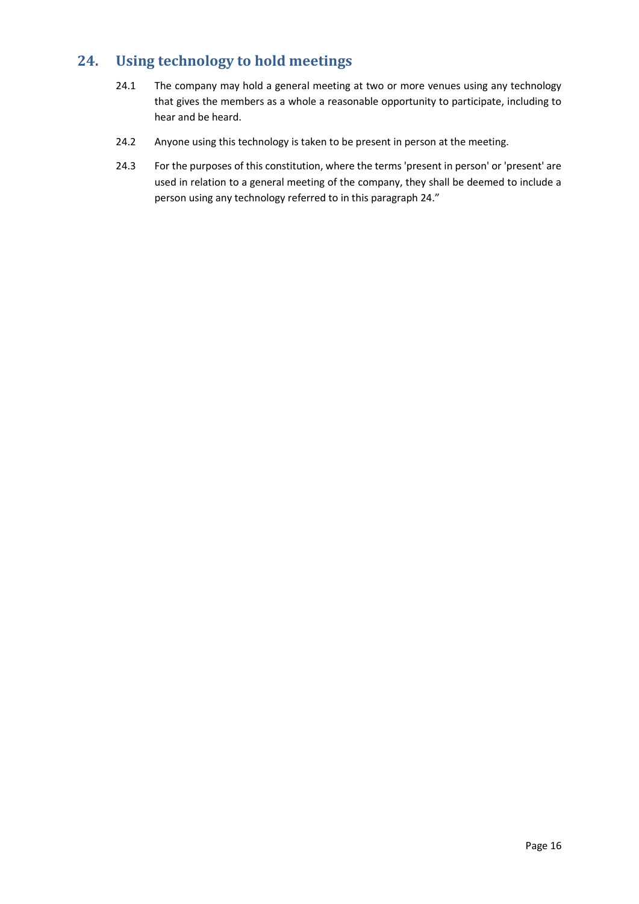## 24. Using technology to hold meetings

24.1 The company may hold a general meeting at two or more venues using any technology that gives the members as a whole a reasonable opportunity to participate, including to hear and be heard.

24.2 Anyone using this technology is taken to be present in person at the meeting.

24.3 For the purposes of this constitution, where the terms 'present in person' or 'present' are used in relation to a general meeting of the company, they shall be deemed to include a person using any technology referred to in this paragraph 24."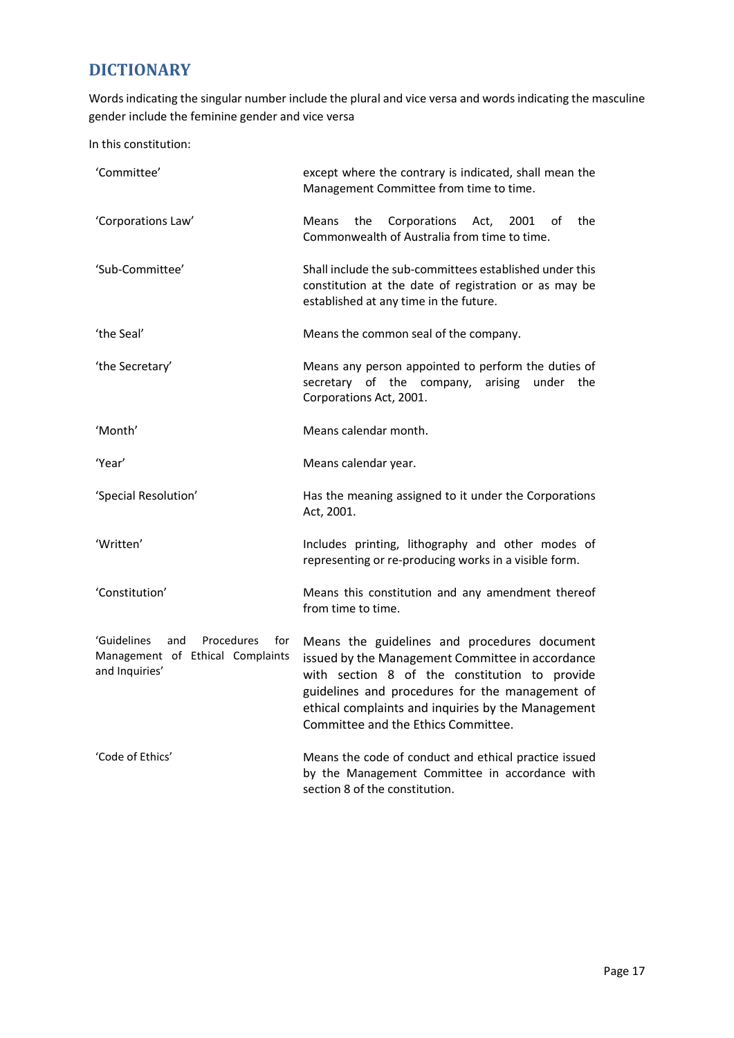## DICTIONARY

Words indicating the singular number include the plural and vice versa and words indicating the masculine gender include the feminine gender and vice versa

In this constitution:

| | |
|---|---|
| 'Committee' | except where the contrary is indicated, shall mean the Management Committee from time to time. |
| 'Corporations Law' | Means the Corporations Act, 2001 of the Commonwealth of Australia from time to time. |
| 'Sub-Committee' | Shall include the sub-committees established under this constitution at the date of registration or as may be established at any time in the future. |
| 'the Seal' | Means the common seal of the company. |
| 'the Secretary' | Means any person appointed to perform the duties of secretary of the company, arising under the Corporations Act, 2001. |
| 'Month' | Means calendar month. |
| 'Year' | Means calendar year. |
| 'Special Resolution' | Has the meaning assigned to it under the Corporations Act, 2001. |
| 'Written' | Includes printing, lithography and other modes of representing or re-producing works in a visible form. |
| 'Constitution' | Means this constitution and any amendment thereof from time to time. |
| 'Guidelines and Procedures for Management of Ethical Complaints and Inquiries' | Means the guidelines and procedures document issued by the Management Committee in accordance with section 8 of the constitution to provide guidelines and procedures for the management of ethical complaints and inquiries by the Management Committee and the Ethics Committee. |
| 'Code of Ethics' | Means the code of conduct and ethical practice issued by the Management Committee in accordance with section 8 of the constitution. |